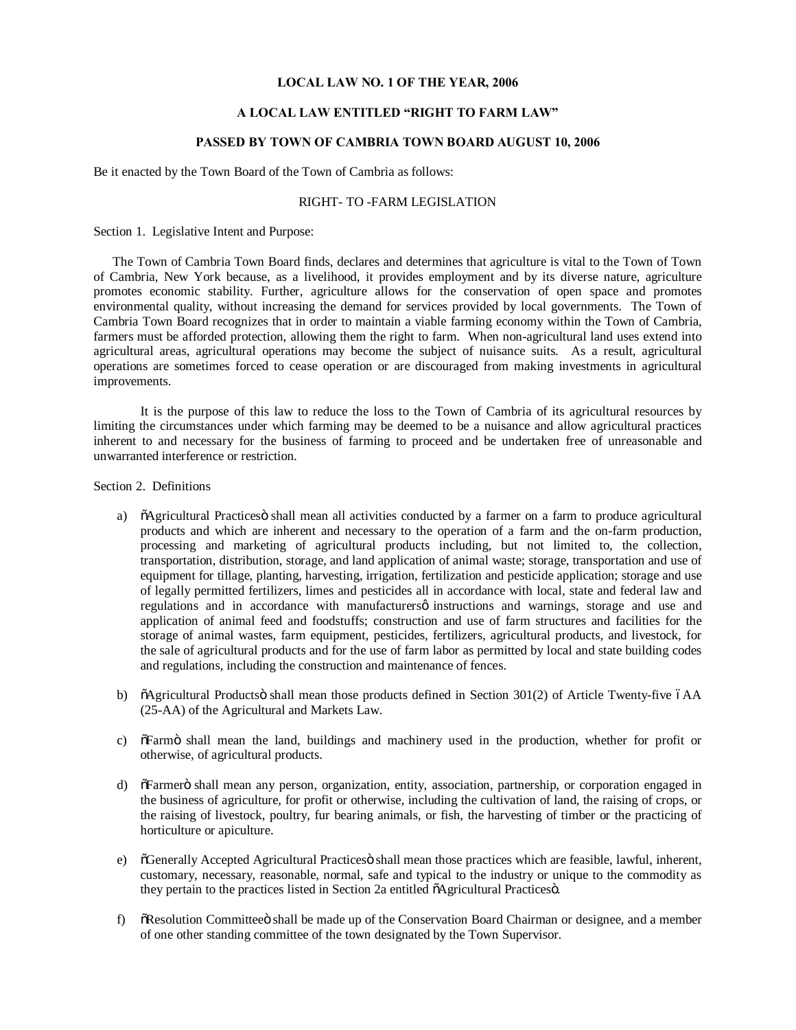**LOCAL LAW NO. 1 OF THE YEAR, 2006**

**A LOCAL LAW ENTITLED "RIGHT TO FARM LAW"**

**PASSED BY TOWN OF CAMBRIA TOWN BOARD AUGUST 10, 2006**

Be it enacted by the Town Board of the Town of Cambria as follows:

RIGHT- TO -FARM LEGISLATION

Section 1. Legislative Intent and Purpose:

The Town of Cambria Town Board finds, declares and determines that agriculture is vital to the Town of Town of Cambria, New York because, as a livelihood, it provides employment and by its diverse nature, agriculture promotes economic stability. Further, agriculture allows for the conservation of open space and promotes environmental quality, without increasing the demand for services provided by local governments. The Town of Cambria Town Board recognizes that in order to maintain a viable farming economy within the Town of Cambria, farmers must be afforded protection, allowing them the right to farm. When non-agricultural land uses extend into agricultural areas, agricultural operations may become the subject of nuisance suits. As a result, agricultural operations are sometimes forced to cease operation or are discouraged from making investments in agricultural improvements.

It is the purpose of this law to reduce the loss to the Town of Cambria of its agricultural resources by limiting the circumstances under which farming may be deemed to be a nuisance and allow agricultural practices inherent to and necessary for the business of farming to proceed and be undertaken free of unreasonable and unwarranted interference or restriction.

Section 2. Definitions

a) "Agricultural Practices" shall mean all activities conducted by a farmer on a farm to produce agricultural products and which are inherent and necessary to the operation of a farm and the on-farm production, processing and marketing of agricultural products including, but not limited to, the collection, transportation, distribution, storage, and land application of animal waste; storage, transportation and use of equipment for tillage, planting, harvesting, irrigation, fertilization and pesticide application; storage and use of legally permitted fertilizers, limes and pesticides all in accordance with local, state and federal law and regulations and in accordance with manufacturers' instructions and warnings, storage and use and application of animal feed and foodstuffs; construction and use of farm structures and facilities for the storage of animal wastes, farm equipment, pesticides, fertilizers, agricultural products, and livestock, for the sale of agricultural products and for the use of farm labor as permitted by local and state building codes and regulations, including the construction and maintenance of fences.

b) "Agricultural Products" shall mean those products defined in Section 301(2) of Article Twenty-five – AA (25-AA) of the Agricultural and Markets Law.

c) "Farm" shall mean the land, buildings and machinery used in the production, whether for profit or otherwise, of agricultural products.

d) "Farmer" shall mean any person, organization, entity, association, partnership, or corporation engaged in the business of agriculture, for profit or otherwise, including the cultivation of land, the raising of crops, or the raising of livestock, poultry, fur bearing animals, or fish, the harvesting of timber or the practicing of horticulture or apiculture.

e) "Generally Accepted Agricultural Practices" shall mean those practices which are feasible, lawful, inherent, customary, necessary, reasonable, normal, safe and typical to the industry or unique to the commodity as they pertain to the practices listed in Section 2a entitled "Agricultural Practices".

f) "Resolution Committee" shall be made up of the Conservation Board Chairman or designee, and a member of one other standing committee of the town designated by the Town Supervisor.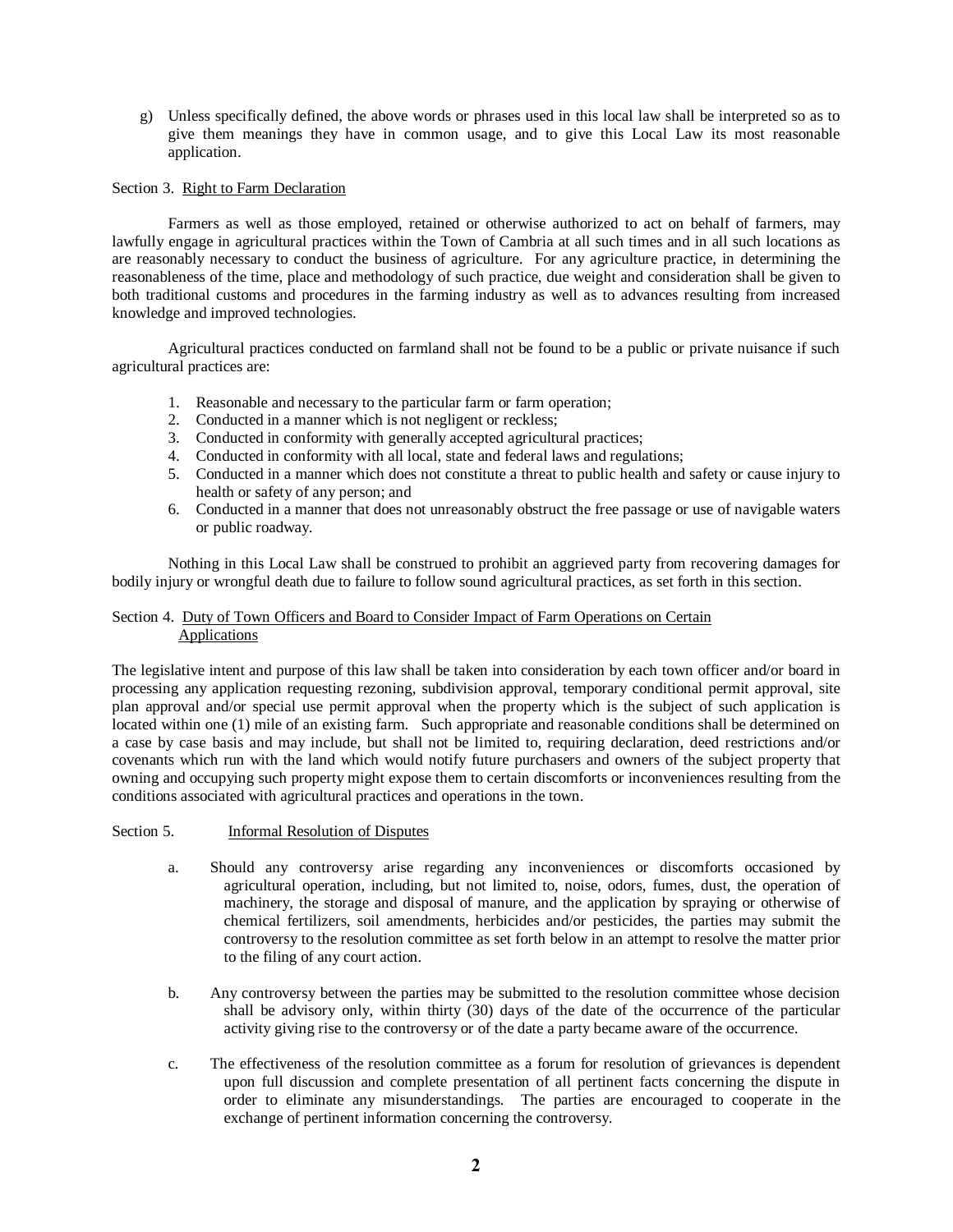g) Unless specifically defined, the above words or phrases used in this local law shall be interpreted so as to give them meanings they have in common usage, and to give this Local Law its most reasonable application.

Section 3. Right to Farm Declaration

Farmers as well as those employed, retained or otherwise authorized to act on behalf of farmers, may lawfully engage in agricultural practices within the Town of Cambria at all such times and in all such locations as are reasonably necessary to conduct the business of agriculture. For any agriculture practice, in determining the reasonableness of the time, place and methodology of such practice, due weight and consideration shall be given to both traditional customs and procedures in the farming industry as well as to advances resulting from increased knowledge and improved technologies.

Agricultural practices conducted on farmland shall not be found to be a public or private nuisance if such agricultural practices are:

1. Reasonable and necessary to the particular farm or farm operation;
2. Conducted in a manner which is not negligent or reckless;
3. Conducted in conformity with generally accepted agricultural practices;
4. Conducted in conformity with all local, state and federal laws and regulations;
5. Conducted in a manner which does not constitute a threat to public health and safety or cause injury to health or safety of any person; and
6. Conducted in a manner that does not unreasonably obstruct the free passage or use of navigable waters or public roadway.

Nothing in this Local Law shall be construed to prohibit an aggrieved party from recovering damages for bodily injury or wrongful death due to failure to follow sound agricultural practices, as set forth in this section.

Section 4. Duty of Town Officers and Board to Consider Impact of Farm Operations on Certain Applications

The legislative intent and purpose of this law shall be taken into consideration by each town officer and/or board in processing any application requesting rezoning, subdivision approval, temporary conditional permit approval, site plan approval and/or special use permit approval when the property which is the subject of such application is located within one (1) mile of an existing farm. Such appropriate and reasonable conditions shall be determined on a case by case basis and may include, but shall not be limited to, requiring declaration, deed restrictions and/or covenants which run with the land which would notify future purchasers and owners of the subject property that owning and occupying such property might expose them to certain discomforts or inconveniences resulting from the conditions associated with agricultural practices and operations in the town.

Section 5. Informal Resolution of Disputes

a. Should any controversy arise regarding any inconveniences or discomforts occasioned by agricultural operation, including, but not limited to, noise, odors, fumes, dust, the operation of machinery, the storage and disposal of manure, and the application by spraying or otherwise of chemical fertilizers, soil amendments, herbicides and/or pesticides, the parties may submit the controversy to the resolution committee as set forth below in an attempt to resolve the matter prior to the filing of any court action.

b. Any controversy between the parties may be submitted to the resolution committee whose decision shall be advisory only, within thirty (30) days of the date of the occurrence of the particular activity giving rise to the controversy or of the date a party became aware of the occurrence.

c. The effectiveness of the resolution committee as a forum for resolution of grievances is dependent upon full discussion and complete presentation of all pertinent facts concerning the dispute in order to eliminate any misunderstandings. The parties are encouraged to cooperate in the exchange of pertinent information concerning the controversy.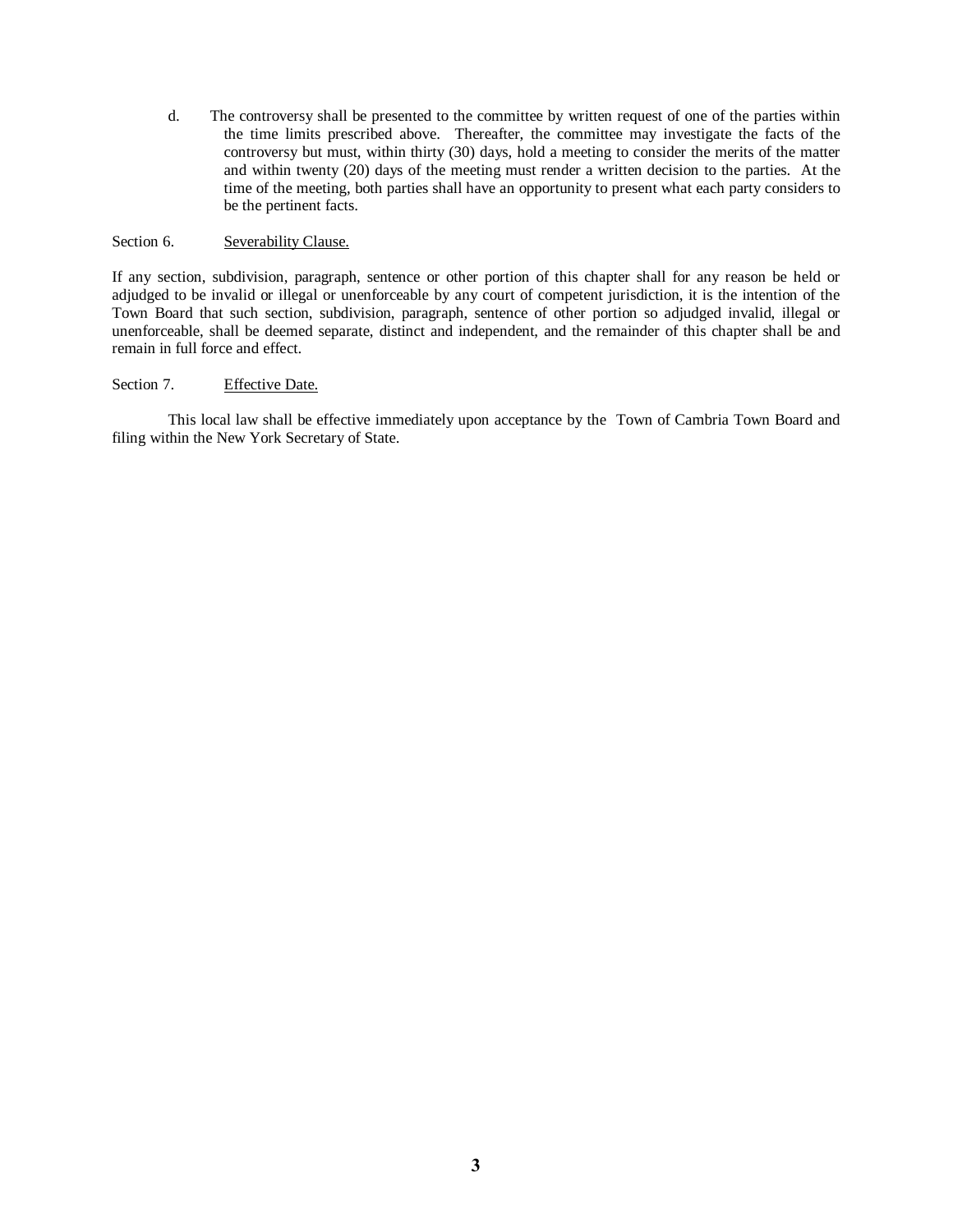d. The controversy shall be presented to the committee by written request of one of the parties within the time limits prescribed above. Thereafter, the committee may investigate the facts of the controversy but must, within thirty (30) days, hold a meeting to consider the merits of the matter and within twenty (20) days of the meeting must render a written decision to the parties. At the time of the meeting, both parties shall have an opportunity to present what each party considers to be the pertinent facts.

Section 6. Severability Clause.

If any section, subdivision, paragraph, sentence or other portion of this chapter shall for any reason be held or adjudged to be invalid or illegal or unenforceable by any court of competent jurisdiction, it is the intention of the Town Board that such section, subdivision, paragraph, sentence of other portion so adjudged invalid, illegal or unenforceable, shall be deemed separate, distinct and independent, and the remainder of this chapter shall be and remain in full force and effect.

Section 7. Effective Date.

This local law shall be effective immediately upon acceptance by the Town of Cambria Town Board and filing within the New York Secretary of State.